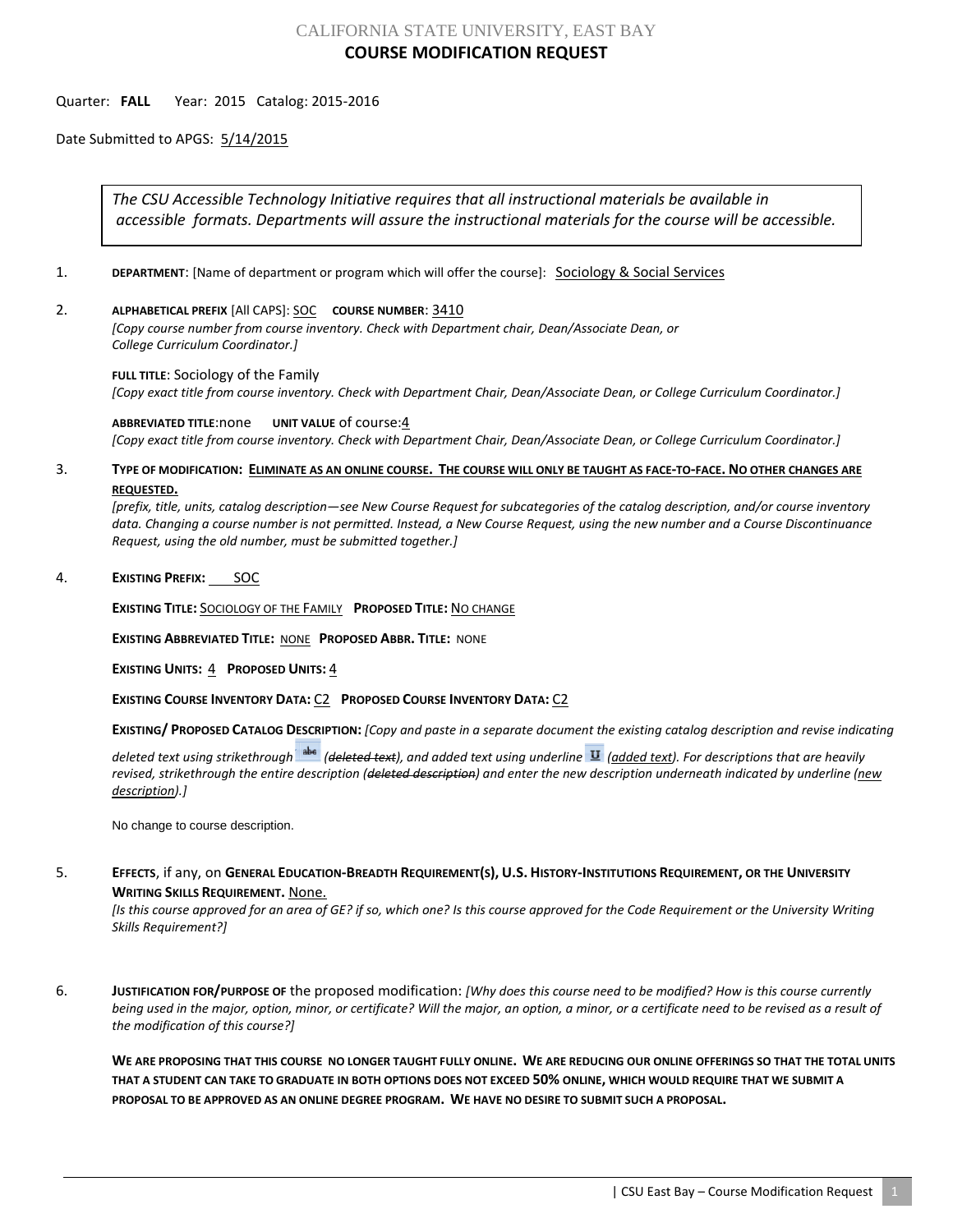CALIFORNIA STATE UNIVERSITY, EAST BAY

# COURSE MODIFICATION REQUEST

Quarter: **FALL** Year: 2015 Catalog: 2015-2016

Date Submitted to APGS: 5/14/2015

> *The CSU Accessible Technology Initiative requires that all instructional materials be available in accessible formats. Departments will assure the instructional materials for the course will be accessible.*

1. **DEPARTMENT**: [Name of department or program which will offer the course]: Sociology & Social Services

2. **ALPHABETICAL PREFIX** [All CAPS]: SOC **COURSE NUMBER**: 3410
   *[Copy course number from course inventory. Check with Department chair, Dean/Associate Dean, or College Curriculum Coordinator.]*

   **FULL TITLE**: Sociology of the Family
   *[Copy exact title from course inventory. Check with Department Chair, Dean/Associate Dean, or College Curriculum Coordinator.]*

   **ABBREVIATED TITLE**:none **UNIT VALUE** of course:4
   *[Copy exact title from course inventory. Check with Department Chair, Dean/Associate Dean, or College Curriculum Coordinator.]*

3. **TYPE OF MODIFICATION: ELIMINATE AS AN ONLINE COURSE. THE COURSE WILL ONLY BE TAUGHT AS FACE-TO-FACE. NO OTHER CHANGES ARE REQUESTED.**
   *[prefix, title, units, catalog description—see New Course Request for subcategories of the catalog description, and/or course inventory data. Changing a course number is not permitted. Instead, a New Course Request, using the new number and a Course Discontinuance Request, using the old number, must be submitted together.]*

4. **EXISTING PREFIX:** SOC

   **EXISTING TITLE:** SOCIOLOGY OF THE FAMILY **PROPOSED TITLE:** NO CHANGE

   **EXISTING ABBREVIATED TITLE:** NONE **PROPOSED ABBR. TITLE:** NONE

   **EXISTING UNITS:** 4 **PROPOSED UNITS:** 4

   **EXISTING COURSE INVENTORY DATA:** C2 **PROPOSED COURSE INVENTORY DATA:** C2

   **EXISTING/ PROPOSED CATALOG DESCRIPTION:** *[Copy and paste in a separate document the existing catalog description and revise indicating deleted text using strikethrough (~~deleted text~~), and added text using underline (added text). For descriptions that are heavily revised, strikethrough the entire description (~~deleted description~~) and enter the new description underneath indicated by underline (new description).]*

   No change to course description.

5. **EFFECTS**, if any, on **GENERAL EDUCATION-BREADTH REQUIREMENT(S), U.S. HISTORY-INSTITUTIONS REQUIREMENT, OR THE UNIVERSITY WRITING SKILLS REQUIREMENT.** None.
   *[Is this course approved for an area of GE? if so, which one? Is this course approved for the Code Requirement or the University Writing Skills Requirement?]*

6. **JUSTIFICATION FOR/PURPOSE OF** the proposed modification: *[Why does this course need to be modified? How is this course currently being used in the major, option, minor, or certificate? Will the major, an option, a minor, or a certificate need to be revised as a result of the modification of this course?]*

   **WE ARE PROPOSING THAT THIS COURSE NO LONGER TAUGHT FULLY ONLINE. WE ARE REDUCING OUR ONLINE OFFERINGS SO THAT THE TOTAL UNITS THAT A STUDENT CAN TAKE TO GRADUATE IN BOTH OPTIONS DOES NOT EXCEED 50% ONLINE, WHICH WOULD REQUIRE THAT WE SUBMIT A PROPOSAL TO BE APPROVED AS AN ONLINE DEGREE PROGRAM. WE HAVE NO DESIRE TO SUBMIT SUCH A PROPOSAL.**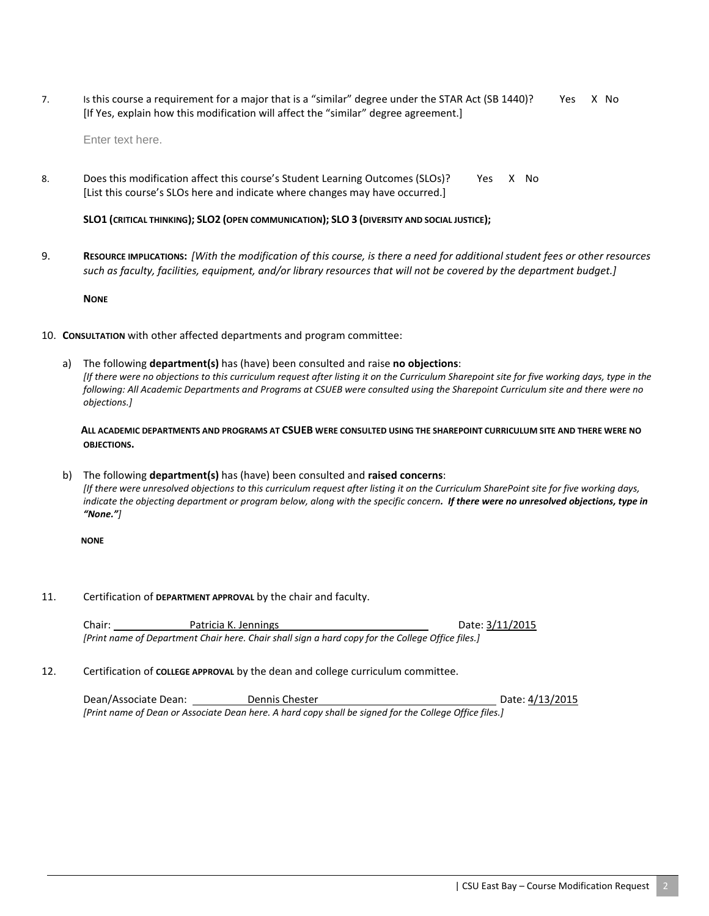7. Is this course a requirement for a major that is a "similar" degree under the STAR Act (SB 1440)? Yes X No
   [If Yes, explain how this modification will affect the "similar" degree agreement.]

   Enter text here.

8. Does this modification affect this course's Student Learning Outcomes (SLOs)? Yes X No
   [List this course's SLOs here and indicate where changes may have occurred.]

   **SLO1 (CRITICAL THINKING); SLO2 (OPEN COMMUNICATION); SLO 3 (DIVERSITY AND SOCIAL JUSTICE);**

9. **RESOURCE IMPLICATIONS:** *[With the modification of this course, is there a need for additional student fees or other resources such as faculty, facilities, equipment, and/or library resources that will not be covered by the department budget.]*

   **NONE**

10. **CONSULTATION** with other affected departments and program committee:

    a) The following **department(s)** has (have) been consulted and raise **no objections**:
    *[If there were no objections to this curriculum request after listing it on the Curriculum Sharepoint site for five working days, type in the following: All Academic Departments and Programs at CSUEB were consulted using the Sharepoint Curriculum site and there were no objections.]*

    **ALL ACADEMIC DEPARTMENTS AND PROGRAMS AT CSUEB WERE CONSULTED USING THE SHAREPOINT CURRICULUM SITE AND THERE WERE NO OBJECTIONS.**

    b) The following **department(s)** has (have) been consulted and **raised concerns**:
    *[If there were unresolved objections to this curriculum request after listing it on the Curriculum SharePoint site for five working days, indicate the objecting department or program below, along with the specific concern. **If there were no unresolved objections, type in "None."**]*

    **NONE**

11. Certification of **DEPARTMENT APPROVAL** by the chair and faculty.

    Chair: Patricia K. Jennings Date: 3/11/2015
    *[Print name of Department Chair here. Chair shall sign a hard copy for the College Office files.]*

12. Certification of **COLLEGE APPROVAL** by the dean and college curriculum committee.

    Dean/Associate Dean: Dennis Chester Date: 4/13/2015
    *[Print name of Dean or Associate Dean here. A hard copy shall be signed for the College Office files.]*